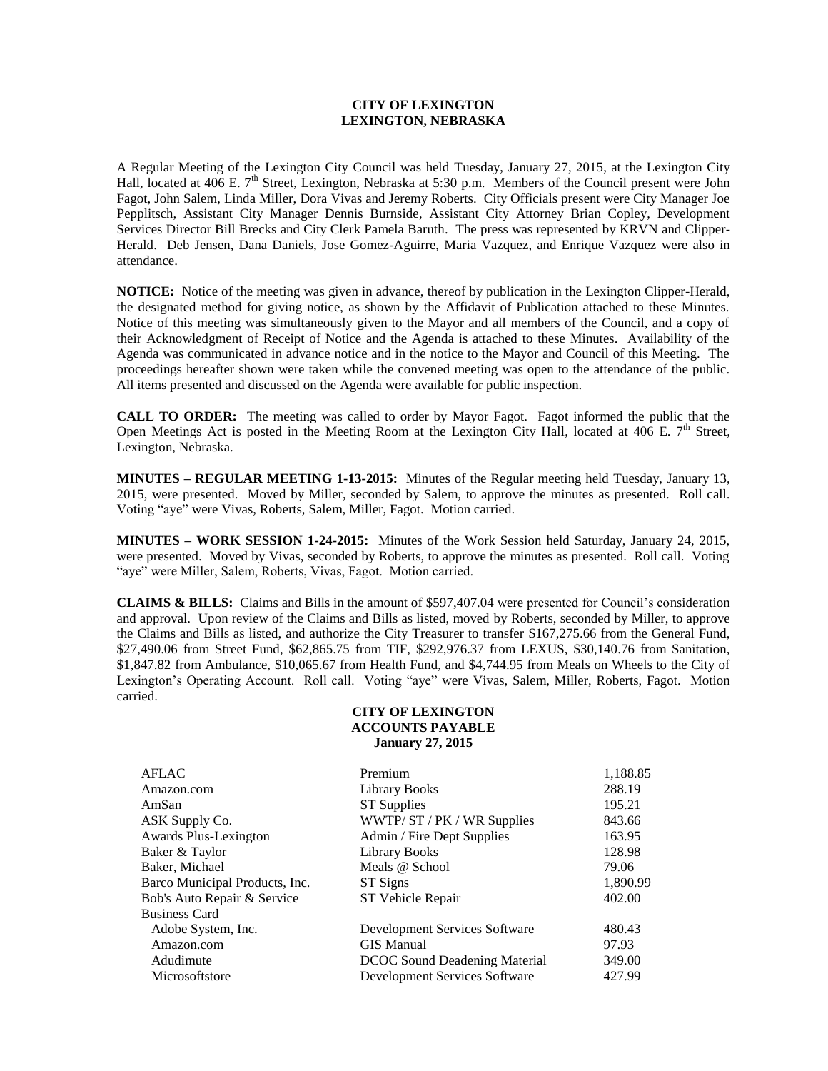**CITY OF LEXINGTON**
**LEXINGTON, NEBRASKA**

A Regular Meeting of the Lexington City Council was held Tuesday, January 27, 2015, at the Lexington City Hall, located at 406 E. 7th Street, Lexington, Nebraska at 5:30 p.m. Members of the Council present were John Fagot, John Salem, Linda Miller, Dora Vivas and Jeremy Roberts. City Officials present were City Manager Joe Pepplitsch, Assistant City Manager Dennis Burnside, Assistant City Attorney Brian Copley, Development Services Director Bill Brecks and City Clerk Pamela Baruth. The press was represented by KRVN and Clipper-Herald. Deb Jensen, Dana Daniels, Jose Gomez-Aguirre, Maria Vazquez, and Enrique Vazquez were also in attendance.

**NOTICE:** Notice of the meeting was given in advance, thereof by publication in the Lexington Clipper-Herald, the designated method for giving notice, as shown by the Affidavit of Publication attached to these Minutes. Notice of this meeting was simultaneously given to the Mayor and all members of the Council, and a copy of their Acknowledgment of Receipt of Notice and the Agenda is attached to these Minutes. Availability of the Agenda was communicated in advance notice and in the notice to the Mayor and Council of this Meeting. The proceedings hereafter shown were taken while the convened meeting was open to the attendance of the public. All items presented and discussed on the Agenda were available for public inspection.

**CALL TO ORDER:** The meeting was called to order by Mayor Fagot. Fagot informed the public that the Open Meetings Act is posted in the Meeting Room at the Lexington City Hall, located at 406 E. 7th Street, Lexington, Nebraska.

**MINUTES – REGULAR MEETING 1-13-2015:** Minutes of the Regular meeting held Tuesday, January 13, 2015, were presented. Moved by Miller, seconded by Salem, to approve the minutes as presented. Roll call. Voting "aye" were Vivas, Roberts, Salem, Miller, Fagot. Motion carried.

**MINUTES – WORK SESSION 1-24-2015:** Minutes of the Work Session held Saturday, January 24, 2015, were presented. Moved by Vivas, seconded by Roberts, to approve the minutes as presented. Roll call. Voting "aye" were Miller, Salem, Roberts, Vivas, Fagot. Motion carried.

**CLAIMS & BILLS:** Claims and Bills in the amount of $597,407.04 were presented for Council's consideration and approval. Upon review of the Claims and Bills as listed, moved by Roberts, seconded by Miller, to approve the Claims and Bills as listed, and authorize the City Treasurer to transfer $167,275.66 from the General Fund, $27,490.06 from Street Fund, $62,865.75 from TIF, $292,976.37 from LEXUS, $30,140.76 from Sanitation, $1,847.82 from Ambulance, $10,065.67 from Health Fund, and $4,744.95 from Meals on Wheels to the City of Lexington's Operating Account. Roll call. Voting "aye" were Vivas, Salem, Miller, Roberts, Fagot. Motion carried.

**CITY OF LEXINGTON**
**ACCOUNTS PAYABLE**
**January 27, 2015**

| | | |
|---|---|---|
| AFLAC | Premium | 1,188.85 |
| Amazon.com | Library Books | 288.19 |
| AmSan | ST Supplies | 195.21 |
| ASK Supply Co. | WWTP/ ST / PK / WR Supplies | 843.66 |
| Awards Plus-Lexington | Admin / Fire Dept Supplies | 163.95 |
| Baker & Taylor | Library Books | 128.98 |
| Baker, Michael | Meals @ School | 79.06 |
| Barco Municipal Products, Inc. | ST Signs | 1,890.99 |
| Bob's Auto Repair & Service | ST Vehicle Repair | 402.00 |
| Business Card | | |
| Adobe System, Inc. | Development Services Software | 480.43 |
| Amazon.com | GIS Manual | 97.93 |
| Adudimute | DCOC Sound Deadening Material | 349.00 |
| Microsoftstore | Development Services Software | 427.99 |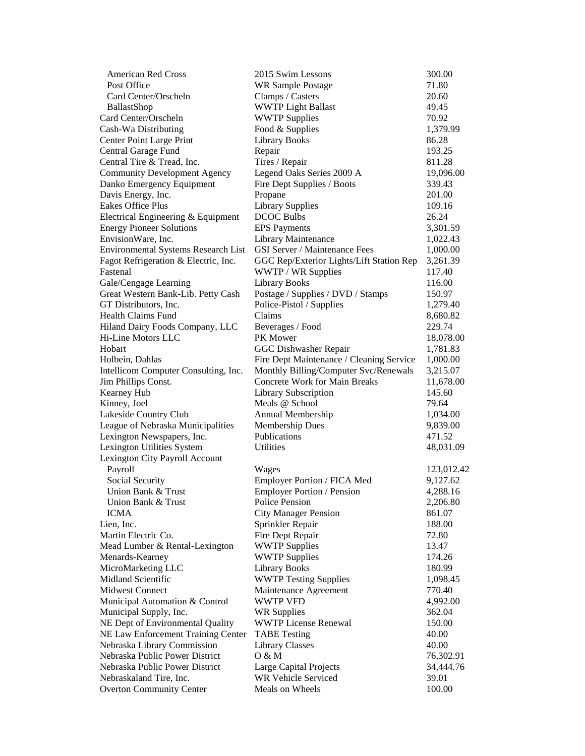| | | |
|---|---|---|
| American Red Cross | 2015 Swim Lessons | 300.00 |
| Post Office | WR Sample Postage | 71.80 |
| Card Center/Orscheln | Clamps / Casters | 20.60 |
| BallastShop | WWTP Light Ballast | 49.45 |
| Card Center/Orscheln | WWTP Supplies | 70.92 |
| Cash-Wa Distributing | Food & Supplies | 1,379.99 |
| Center Point Large Print | Library Books | 86.28 |
| Central Garage Fund | Repair | 193.25 |
| Central Tire & Tread, Inc. | Tires / Repair | 811.28 |
| Community Development Agency | Legend Oaks Series 2009 A | 19,096.00 |
| Danko Emergency Equipment | Fire Dept Supplies / Boots | 339.43 |
| Davis Energy, Inc. | Propane | 201.00 |
| Eakes Office Plus | Library Supplies | 109.16 |
| Electrical Engineering & Equipment | DCOC Bulbs | 26.24 |
| Energy Pioneer Solutions | EPS Payments | 3,301.59 |
| EnvisionWare, Inc. | Library Maintenance | 1,022.43 |
| Environmental Systems Research List | GSI Server / Maintenance Fees | 1,000.00 |
| Fagot Refrigeration & Electric, Inc. | GGC Rep/Exterior Lights/Lift Station Rep | 3,261.39 |
| Fastenal | WWTP / WR Supplies | 117.40 |
| Gale/Cengage Learning | Library Books | 116.00 |
| Great Western Bank-Lib. Petty Cash | Postage / Supplies / DVD / Stamps | 150.97 |
| GT Distributors, Inc. | Police-Pistol / Supplies | 1,279.40 |
| Health Claims Fund | Claims | 8,680.82 |
| Hiland Dairy Foods Company, LLC | Beverages / Food | 229.74 |
| Hi-Line Motors LLC | PK Mower | 18,078.00 |
| Hobart | GGC Dishwasher Repair | 1,781.83 |
| Holbein, Dahlas | Fire Dept Maintenance / Cleaning Service | 1,000.00 |
| Intellicom Computer Consulting, Inc. | Monthly Billing/Computer Svc/Renewals | 3,215.07 |
| Jim Phillips Const. | Concrete Work for Main Breaks | 11,678.00 |
| Kearney Hub | Library Subscription | 145.60 |
| Kinney, Joel | Meals @ School | 79.64 |
| Lakeside Country Club | Annual Membership | 1,034.00 |
| League of Nebraska Municipalities | Membership Dues | 9,839.00 |
| Lexington Newspapers, Inc. | Publications | 471.52 |
| Lexington Utilities System | Utilities | 48,031.09 |
| Lexington City Payroll Account | | |
| Payroll | Wages | 123,012.42 |
| Social Security | Employer Portion / FICA Med | 9,127.62 |
| Union Bank & Trust | Employer Portion / Pension | 4,288.16 |
| Union Bank & Trust | Police Pension | 2,206.80 |
| ICMA | City Manager Pension | 861.07 |
| Lien, Inc. | Sprinkler Repair | 188.00 |
| Martin Electric Co. | Fire Dept Repair | 72.80 |
| Mead Lumber & Rental-Lexington | WWTP Supplies | 13.47 |
| Menards-Kearney | WWTP Supplies | 174.26 |
| MicroMarketing LLC | Library Books | 180.99 |
| Midland Scientific | WWTP Testing Supplies | 1,098.45 |
| Midwest Connect | Maintenance Agreement | 770.40 |
| Municipal Automation & Control | WWTP VFD | 4,992.00 |
| Municipal Supply, Inc. | WR Supplies | 362.04 |
| NE Dept of Environmental Quality | WWTP License Renewal | 150.00 |
| NE Law Enforcement Training Center | TABE Testing | 40.00 |
| Nebraska Library Commission | Library Classes | 40.00 |
| Nebraska Public Power District | O & M | 76,302.91 |
| Nebraska Public Power District | Large Capital Projects | 34,444.76 |
| Nebraskaland Tire, Inc. | WR Vehicle Serviced | 39.01 |
| Overton Community Center | Meals on Wheels | 100.00 |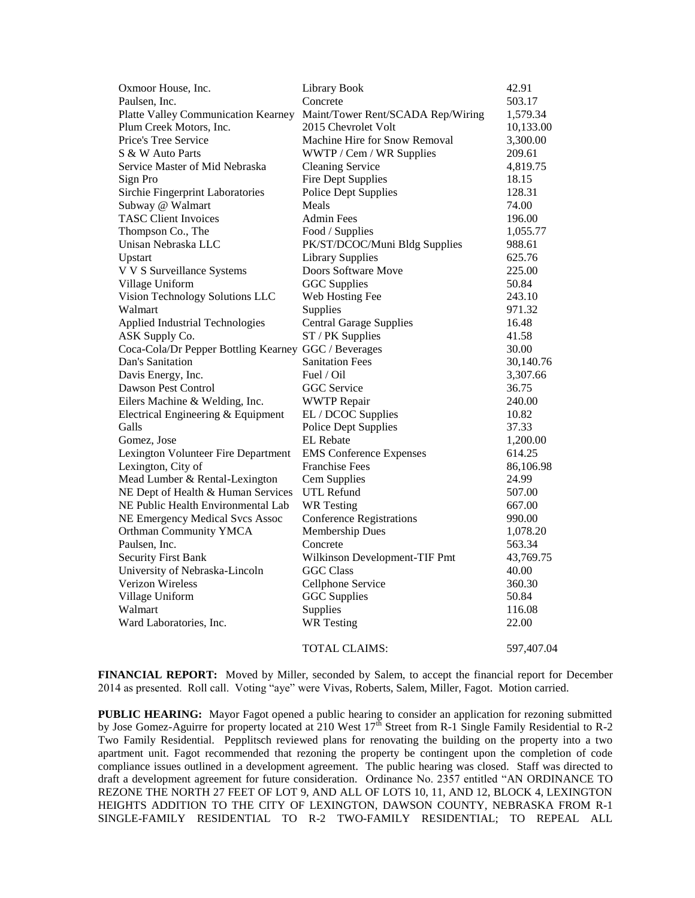| | | |
|---|---|---|
| Oxmoor House, Inc. | Library Book | 42.91 |
| Paulsen, Inc. | Concrete | 503.17 |
| Platte Valley Communication Kearney | Maint/Tower Rent/SCADA Rep/Wiring | 1,579.34 |
| Plum Creek Motors, Inc. | 2015 Chevrolet Volt | 10,133.00 |
| Price's Tree Service | Machine Hire for Snow Removal | 3,300.00 |
| S & W Auto Parts | WWTP / Cem / WR Supplies | 209.61 |
| Service Master of Mid Nebraska | Cleaning Service | 4,819.75 |
| Sign Pro | Fire Dept Supplies | 18.15 |
| Sirchie Fingerprint Laboratories | Police Dept Supplies | 128.31 |
| Subway @ Walmart | Meals | 74.00 |
| TASC Client Invoices | Admin Fees | 196.00 |
| Thompson Co., The | Food / Supplies | 1,055.77 |
| Unisan Nebraska LLC | PK/ST/DCOC/Muni Bldg Supplies | 988.61 |
| Upstart | Library Supplies | 625.76 |
| V V S Surveillance Systems | Doors Software Move | 225.00 |
| Village Uniform | GGC Supplies | 50.84 |
| Vision Technology Solutions LLC | Web Hosting Fee | 243.10 |
| Walmart | Supplies | 971.32 |
| Applied Industrial Technologies | Central Garage Supplies | 16.48 |
| ASK Supply Co. | ST / PK Supplies | 41.58 |
| Coca-Cola/Dr Pepper Bottling Kearney | GGC / Beverages | 30.00 |
| Dan's Sanitation | Sanitation Fees | 30,140.76 |
| Davis Energy, Inc. | Fuel / Oil | 3,307.66 |
| Dawson Pest Control | GGC Service | 36.75 |
| Eilers Machine & Welding, Inc. | WWTP Repair | 240.00 |
| Electrical Engineering & Equipment | EL / DCOC Supplies | 10.82 |
| Galls | Police Dept Supplies | 37.33 |
| Gomez, Jose | EL Rebate | 1,200.00 |
| Lexington Volunteer Fire Department | EMS Conference Expenses | 614.25 |
| Lexington, City of | Franchise Fees | 86,106.98 |
| Mead Lumber & Rental-Lexington | Cem Supplies | 24.99 |
| NE Dept of Health & Human Services | UTL Refund | 507.00 |
| NE Public Health Environmental Lab | WR Testing | 667.00 |
| NE Emergency Medical Svcs Assoc | Conference Registrations | 990.00 |
| Orthman Community YMCA | Membership Dues | 1,078.20 |
| Paulsen, Inc. | Concrete | 563.34 |
| Security First Bank | Wilkinson Development-TIF Pmt | 43,769.75 |
| University of Nebraska-Lincoln | GGC Class | 40.00 |
| Verizon Wireless | Cellphone Service | 360.30 |
| Village Uniform | GGC Supplies | 50.84 |
| Walmart | Supplies | 116.08 |
| Ward Laboratories, Inc. | WR Testing | 22.00 |
| | TOTAL CLAIMS: | 597,407.04 |

**FINANCIAL REPORT:** Moved by Miller, seconded by Salem, to accept the financial report for December 2014 as presented. Roll call. Voting "aye" were Vivas, Roberts, Salem, Miller, Fagot. Motion carried.

**PUBLIC HEARING:** Mayor Fagot opened a public hearing to consider an application for rezoning submitted by Jose Gomez-Aguirre for property located at 210 West 17th Street from R-1 Single Family Residential to R-2 Two Family Residential. Pepplitsch reviewed plans for renovating the building on the property into a two apartment unit. Fagot recommended that rezoning the property be contingent upon the completion of code compliance issues outlined in a development agreement. The public hearing was closed. Staff was directed to draft a development agreement for future consideration. Ordinance No. 2357 entitled "AN ORDINANCE TO REZONE THE NORTH 27 FEET OF LOT 9, AND ALL OF LOTS 10, 11, AND 12, BLOCK 4, LEXINGTON HEIGHTS ADDITION TO THE CITY OF LEXINGTON, DAWSON COUNTY, NEBRASKA FROM R-1 SINGLE-FAMILY RESIDENTIAL TO R-2 TWO-FAMILY RESIDENTIAL; TO REPEAL ALL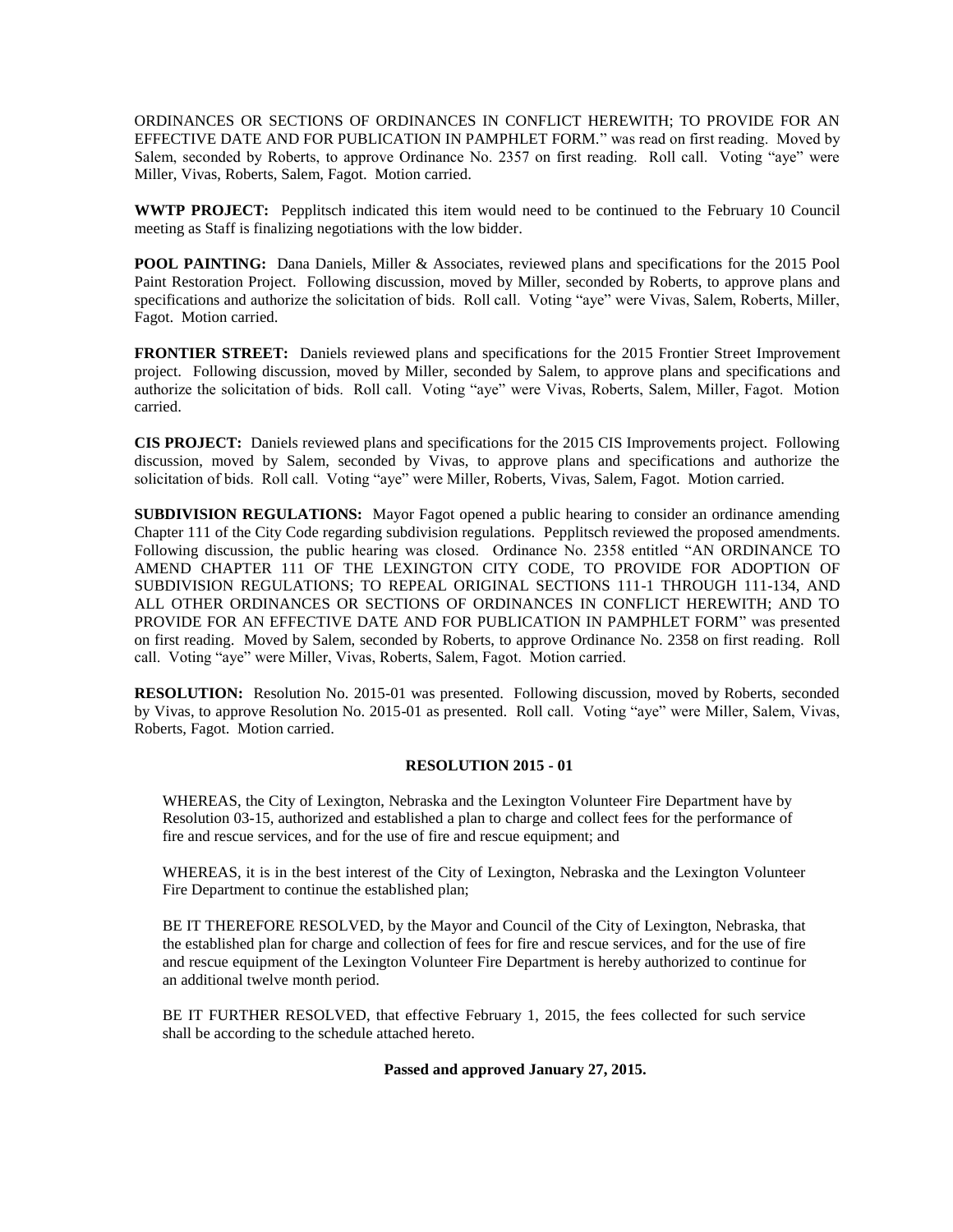ORDINANCES OR SECTIONS OF ORDINANCES IN CONFLICT HEREWITH; TO PROVIDE FOR AN EFFECTIVE DATE AND FOR PUBLICATION IN PAMPHLET FORM." was read on first reading. Moved by Salem, seconded by Roberts, to approve Ordinance No. 2357 on first reading. Roll call. Voting "aye" were Miller, Vivas, Roberts, Salem, Fagot. Motion carried.

**WWTP PROJECT:** Pepplitsch indicated this item would need to be continued to the February 10 Council meeting as Staff is finalizing negotiations with the low bidder.

**POOL PAINTING:** Dana Daniels, Miller & Associates, reviewed plans and specifications for the 2015 Pool Paint Restoration Project. Following discussion, moved by Miller, seconded by Roberts, to approve plans and specifications and authorize the solicitation of bids. Roll call. Voting "aye" were Vivas, Salem, Roberts, Miller, Fagot. Motion carried.

**FRONTIER STREET:** Daniels reviewed plans and specifications for the 2015 Frontier Street Improvement project. Following discussion, moved by Miller, seconded by Salem, to approve plans and specifications and authorize the solicitation of bids. Roll call. Voting "aye" were Vivas, Roberts, Salem, Miller, Fagot. Motion carried.

**CIS PROJECT:** Daniels reviewed plans and specifications for the 2015 CIS Improvements project. Following discussion, moved by Salem, seconded by Vivas, to approve plans and specifications and authorize the solicitation of bids. Roll call. Voting "aye" were Miller, Roberts, Vivas, Salem, Fagot. Motion carried.

**SUBDIVISION REGULATIONS:** Mayor Fagot opened a public hearing to consider an ordinance amending Chapter 111 of the City Code regarding subdivision regulations. Pepplitsch reviewed the proposed amendments. Following discussion, the public hearing was closed. Ordinance No. 2358 entitled "AN ORDINANCE TO AMEND CHAPTER 111 OF THE LEXINGTON CITY CODE, TO PROVIDE FOR ADOPTION OF SUBDIVISION REGULATIONS; TO REPEAL ORIGINAL SECTIONS 111-1 THROUGH 111-134, AND ALL OTHER ORDINANCES OR SECTIONS OF ORDINANCES IN CONFLICT HEREWITH; AND TO PROVIDE FOR AN EFFECTIVE DATE AND FOR PUBLICATION IN PAMPHLET FORM" was presented on first reading. Moved by Salem, seconded by Roberts, to approve Ordinance No. 2358 on first reading. Roll call. Voting "aye" were Miller, Vivas, Roberts, Salem, Fagot. Motion carried.

**RESOLUTION:** Resolution No. 2015-01 was presented. Following discussion, moved by Roberts, seconded by Vivas, to approve Resolution No. 2015-01 as presented. Roll call. Voting "aye" were Miller, Salem, Vivas, Roberts, Fagot. Motion carried.

**RESOLUTION 2015 - 01**

WHEREAS, the City of Lexington, Nebraska and the Lexington Volunteer Fire Department have by Resolution 03-15, authorized and established a plan to charge and collect fees for the performance of fire and rescue services, and for the use of fire and rescue equipment; and

WHEREAS, it is in the best interest of the City of Lexington, Nebraska and the Lexington Volunteer Fire Department to continue the established plan;

BE IT THEREFORE RESOLVED, by the Mayor and Council of the City of Lexington, Nebraska, that the established plan for charge and collection of fees for fire and rescue services, and for the use of fire and rescue equipment of the Lexington Volunteer Fire Department is hereby authorized to continue for an additional twelve month period.

BE IT FURTHER RESOLVED, that effective February 1, 2015, the fees collected for such service shall be according to the schedule attached hereto.

**Passed and approved January 27, 2015.**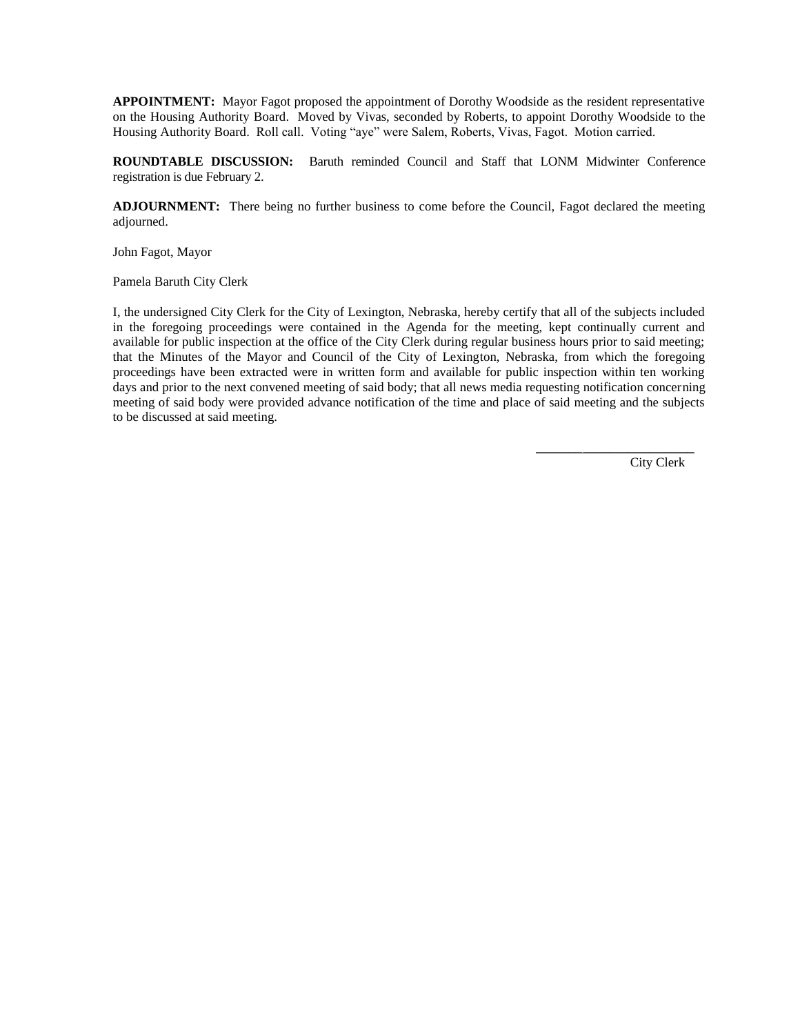**APPOINTMENT:** Mayor Fagot proposed the appointment of Dorothy Woodside as the resident representative on the Housing Authority Board. Moved by Vivas, seconded by Roberts, to appoint Dorothy Woodside to the Housing Authority Board. Roll call. Voting "aye" were Salem, Roberts, Vivas, Fagot. Motion carried.

**ROUNDTABLE DISCUSSION:** Baruth reminded Council and Staff that LONM Midwinter Conference registration is due February 2.

**ADJOURNMENT:** There being no further business to come before the Council, Fagot declared the meeting adjourned.

John Fagot, Mayor

Pamela Baruth City Clerk

I, the undersigned City Clerk for the City of Lexington, Nebraska, hereby certify that all of the subjects included in the foregoing proceedings were contained in the Agenda for the meeting, kept continually current and available for public inspection at the office of the City Clerk during regular business hours prior to said meeting; that the Minutes of the Mayor and Council of the City of Lexington, Nebraska, from which the foregoing proceedings have been extracted were in written form and available for public inspection within ten working days and prior to the next convened meeting of said body; that all news media requesting notification concerning meeting of said body were provided advance notification of the time and place of said meeting and the subjects to be discussed at said meeting.

\_\_\_\_\_\_\_\_\_\_\_\_\_\_\_\_\_\_\_\_\_\_\_\_

City Clerk